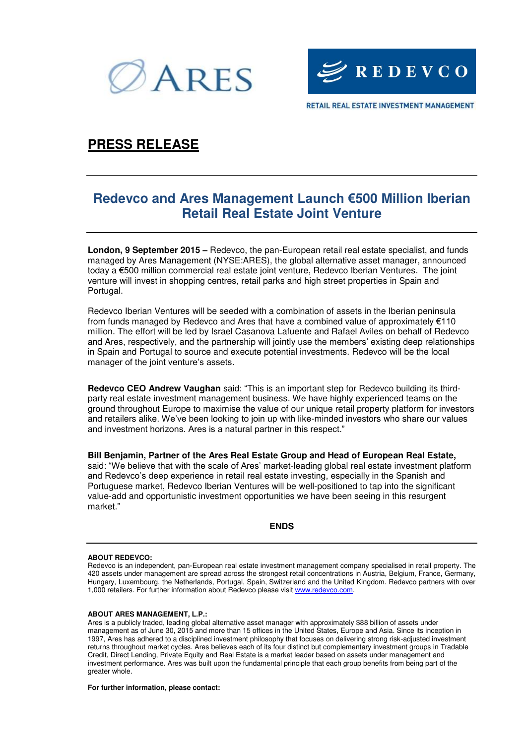ARES

REDEVCO

RETAIL REAL ESTATE INVESTMENT MANAGEMENT

**PRESS RELEASE**

# Redevco and Ares Management Launch €500 Million Iberian Retail Real Estate Joint Venture

**London, 9 September 2015 –** Redevco, the pan-European retail real estate specialist, and funds managed by Ares Management (NYSE:ARES), the global alternative asset manager, announced today a €500 million commercial real estate joint venture, Redevco Iberian Ventures. The joint venture will invest in shopping centres, retail parks and high street properties in Spain and Portugal.

Redevco Iberian Ventures will be seeded with a combination of assets in the Iberian peninsula from funds managed by Redevco and Ares that have a combined value of approximately €110 million. The effort will be led by Israel Casanova Lafuente and Rafael Aviles on behalf of Redevco and Ares, respectively, and the partnership will jointly use the members' existing deep relationships in Spain and Portugal to source and execute potential investments. Redevco will be the local manager of the joint venture's assets.

**Redevco CEO Andrew Vaughan** said: "This is an important step for Redevco building its third-party real estate investment management business. We have highly experienced teams on the ground throughout Europe to maximise the value of our unique retail property platform for investors and retailers alike. We've been looking to join up with like-minded investors who share our values and investment horizons. Ares is a natural partner in this respect."

**Bill Benjamin, Partner of the Ares Real Estate Group and Head of European Real Estate,** said: "We believe that with the scale of Ares' market-leading global real estate investment platform and Redevco's deep experience in retail real estate investing, especially in the Spanish and Portuguese market, Redevco Iberian Ventures will be well-positioned to tap into the significant value-add and opportunistic investment opportunities we have been seeing in this resurgent market."

**ENDS**

**ABOUT REDEVCO:**
Redevco is an independent, pan-European real estate investment management company specialised in retail property. The 420 assets under management are spread across the strongest retail concentrations in Austria, Belgium, France, Germany, Hungary, Luxembourg, the Netherlands, Portugal, Spain, Switzerland and the United Kingdom. Redevco partners with over 1,000 retailers. For further information about Redevco please visit www.redevco.com.

**ABOUT ARES MANAGEMENT, L.P.:**
Ares is a publicly traded, leading global alternative asset manager with approximately $88 billion of assets under management as of June 30, 2015 and more than 15 offices in the United States, Europe and Asia. Since its inception in 1997, Ares has adhered to a disciplined investment philosophy that focuses on delivering strong risk-adjusted investment returns throughout market cycles. Ares believes each of its four distinct but complementary investment groups in Tradable Credit, Direct Lending, Private Equity and Real Estate is a market leader based on assets under management and investment performance. Ares was built upon the fundamental principle that each group benefits from being part of the greater whole.

**For further information, please contact:**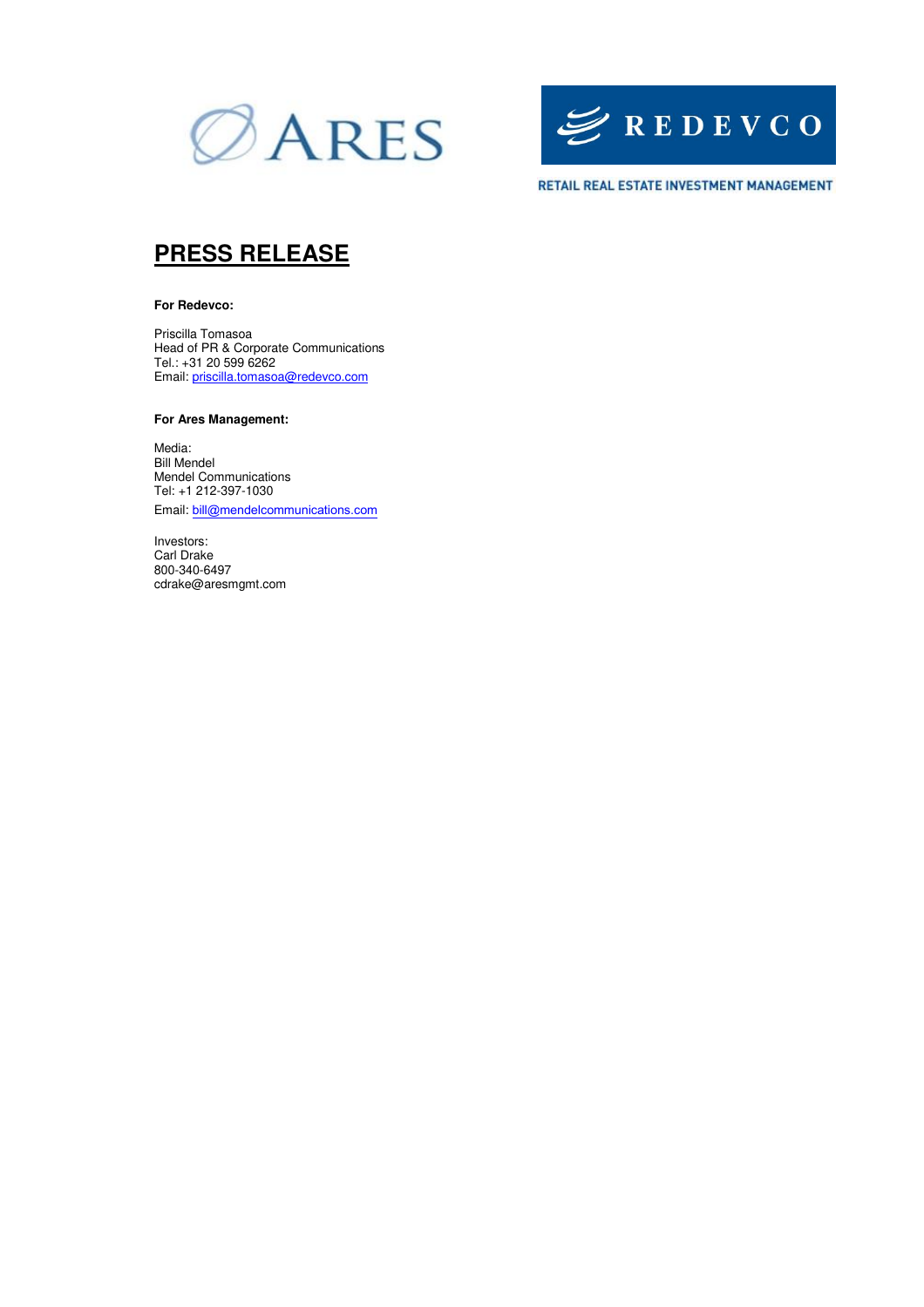ARES

REDEVCO

RETAIL REAL ESTATE INVESTMENT MANAGEMENT

# PRESS RELEASE

**For Redevco:**

Priscilla Tomasoa
Head of PR & Corporate Communications
Tel.: +31 20 599 6262
Email: priscilla.tomasoa@redevco.com

**For Ares Management:**

Media:
Bill Mendel
Mendel Communications
Tel: +1 212-397-1030
Email: bill@mendelcommunications.com

Investors:
Carl Drake
800-340-6497
cdrake@aresmgmt.com